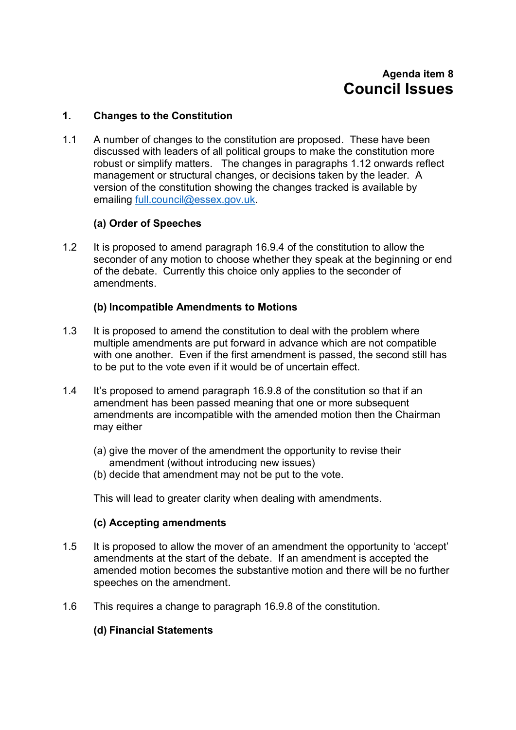**Agenda item 8**

# Council Issues

## 1. Changes to the Constitution

1.1 A number of changes to the constitution are proposed. These have been discussed with leaders of all political groups to make the constitution more robust or simplify matters. The changes in paragraphs 1.12 onwards reflect management or structural changes, or decisions taken by the leader. A version of the constitution showing the changes tracked is available by emailing full.council@essex.gov.uk.

### (a) Order of Speeches

1.2 It is proposed to amend paragraph 16.9.4 of the constitution to allow the seconder of any motion to choose whether they speak at the beginning or end of the debate. Currently this choice only applies to the seconder of amendments.

### (b) Incompatible Amendments to Motions

1.3 It is proposed to amend the constitution to deal with the problem where multiple amendments are put forward in advance which are not compatible with one another. Even if the first amendment is passed, the second still has to be put to the vote even if it would be of uncertain effect.

1.4 It's proposed to amend paragraph 16.9.8 of the constitution so that if an amendment has been passed meaning that one or more subsequent amendments are incompatible with the amended motion then the Chairman may either

(a) give the mover of the amendment the opportunity to revise their amendment (without introducing new issues)
(b) decide that amendment may not be put to the vote.

This will lead to greater clarity when dealing with amendments.

### (c) Accepting amendments

1.5 It is proposed to allow the mover of an amendment the opportunity to 'accept' amendments at the start of the debate. If an amendment is accepted the amended motion becomes the substantive motion and there will be no further speeches on the amendment.

1.6 This requires a change to paragraph 16.9.8 of the constitution.

### (d) Financial Statements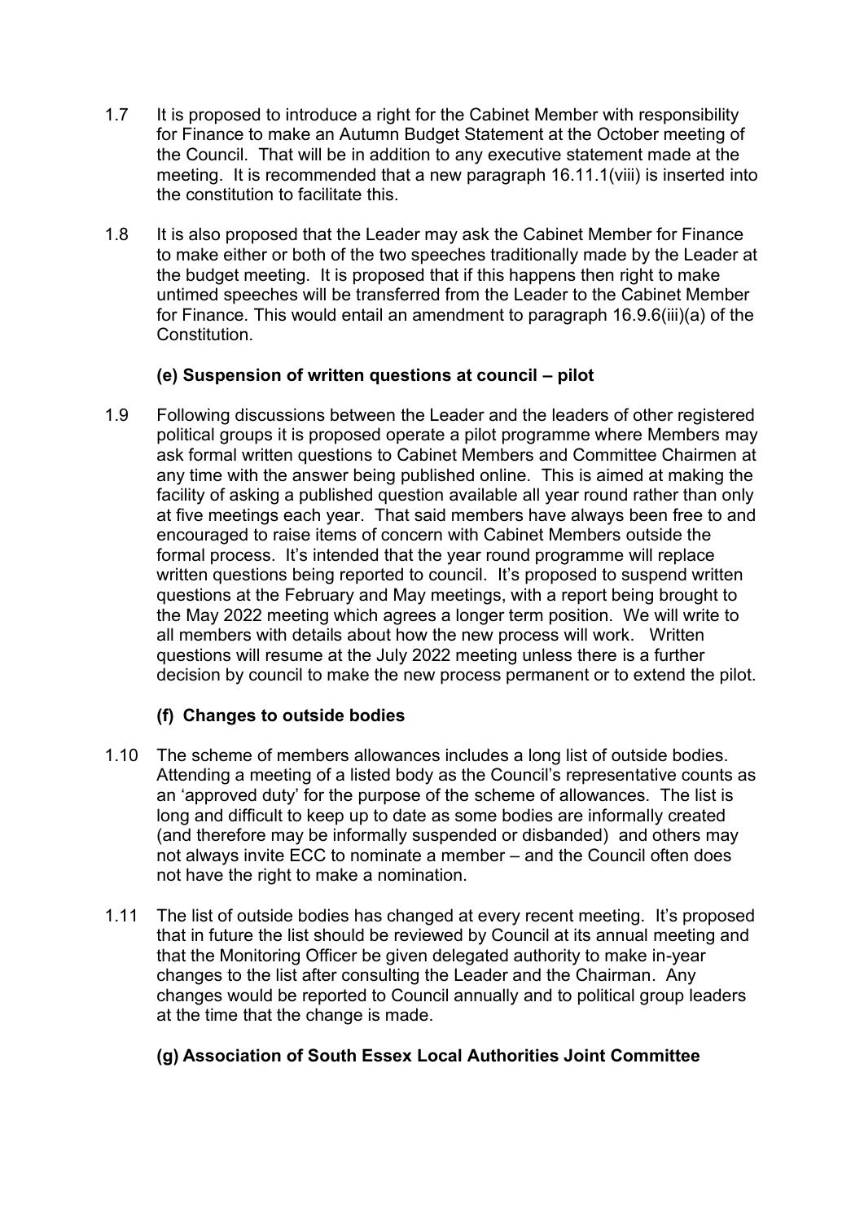1.7 It is proposed to introduce a right for the Cabinet Member with responsibility for Finance to make an Autumn Budget Statement at the October meeting of the Council. That will be in addition to any executive statement made at the meeting. It is recommended that a new paragraph 16.11.1(viii) is inserted into the constitution to facilitate this.

1.8 It is also proposed that the Leader may ask the Cabinet Member for Finance to make either or both of the two speeches traditionally made by the Leader at the budget meeting. It is proposed that if this happens then right to make untimed speeches will be transferred from the Leader to the Cabinet Member for Finance. This would entail an amendment to paragraph 16.9.6(iii)(a) of the Constitution.

### (e) Suspension of written questions at council – pilot

1.9 Following discussions between the Leader and the leaders of other registered political groups it is proposed operate a pilot programme where Members may ask formal written questions to Cabinet Members and Committee Chairmen at any time with the answer being published online. This is aimed at making the facility of asking a published question available all year round rather than only at five meetings each year. That said members have always been free to and encouraged to raise items of concern with Cabinet Members outside the formal process. It's intended that the year round programme will replace written questions being reported to council. It's proposed to suspend written questions at the February and May meetings, with a report being brought to the May 2022 meeting which agrees a longer term position. We will write to all members with details about how the new process will work. Written questions will resume at the July 2022 meeting unless there is a further decision by council to make the new process permanent or to extend the pilot.

### (f) Changes to outside bodies

1.10 The scheme of members allowances includes a long list of outside bodies. Attending a meeting of a listed body as the Council's representative counts as an 'approved duty' for the purpose of the scheme of allowances. The list is long and difficult to keep up to date as some bodies are informally created (and therefore may be informally suspended or disbanded) and others may not always invite ECC to nominate a member – and the Council often does not have the right to make a nomination.

1.11 The list of outside bodies has changed at every recent meeting. It's proposed that in future the list should be reviewed by Council at its annual meeting and that the Monitoring Officer be given delegated authority to make in-year changes to the list after consulting the Leader and the Chairman. Any changes would be reported to Council annually and to political group leaders at the time that the change is made.

### (g) Association of South Essex Local Authorities Joint Committee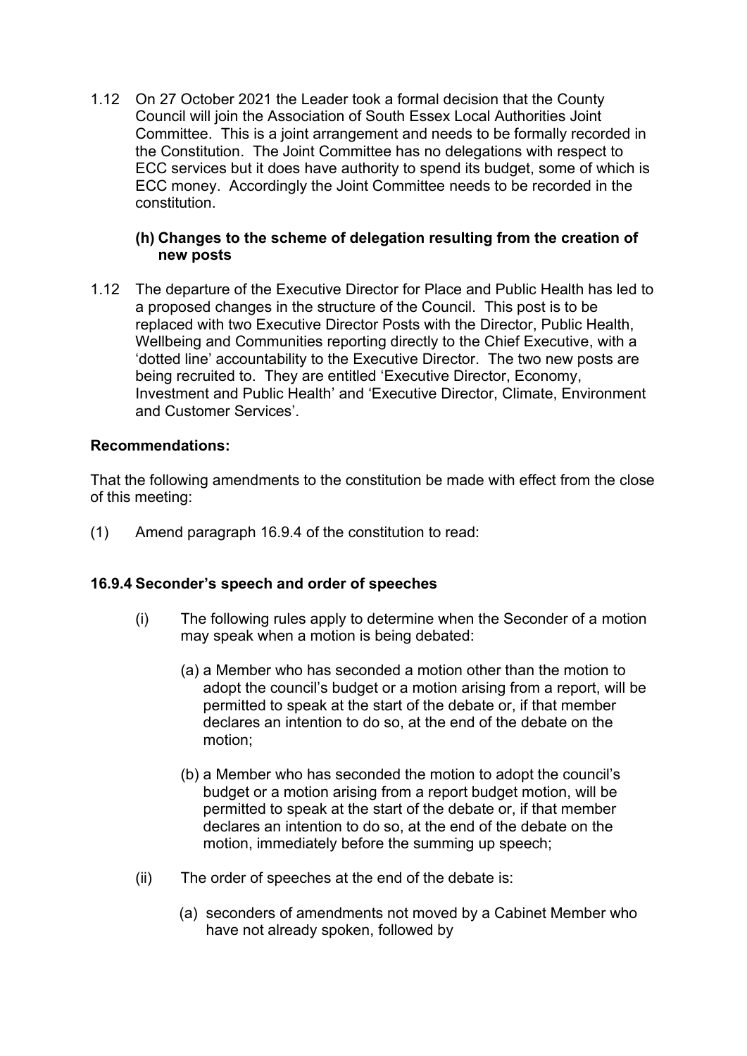1.12 On 27 October 2021 the Leader took a formal decision that the County Council will join the Association of South Essex Local Authorities Joint Committee. This is a joint arrangement and needs to be formally recorded in the Constitution. The Joint Committee has no delegations with respect to ECC services but it does have authority to spend its budget, some of which is ECC money. Accordingly the Joint Committee needs to be recorded in the constitution.

**(h) Changes to the scheme of delegation resulting from the creation of new posts**

1.12 The departure of the Executive Director for Place and Public Health has led to a proposed changes in the structure of the Council. This post is to be replaced with two Executive Director Posts with the Director, Public Health, Wellbeing and Communities reporting directly to the Chief Executive, with a 'dotted line' accountability to the Executive Director. The two new posts are being recruited to. They are entitled 'Executive Director, Economy, Investment and Public Health' and 'Executive Director, Climate, Environment and Customer Services'.

**Recommendations:**

That the following amendments to the constitution be made with effect from the close of this meeting:

(1) Amend paragraph 16.9.4 of the constitution to read:

**16.9.4 Seconder's speech and order of speeches**

(i) The following rules apply to determine when the Seconder of a motion may speak when a motion is being debated:

(a) a Member who has seconded a motion other than the motion to adopt the council's budget or a motion arising from a report, will be permitted to speak at the start of the debate or, if that member declares an intention to do so, at the end of the debate on the motion;

(b) a Member who has seconded the motion to adopt the council's budget or a motion arising from a report budget motion, will be permitted to speak at the start of the debate or, if that member declares an intention to do so, at the end of the debate on the motion, immediately before the summing up speech;

(ii) The order of speeches at the end of the debate is:

(a) seconders of amendments not moved by a Cabinet Member who have not already spoken, followed by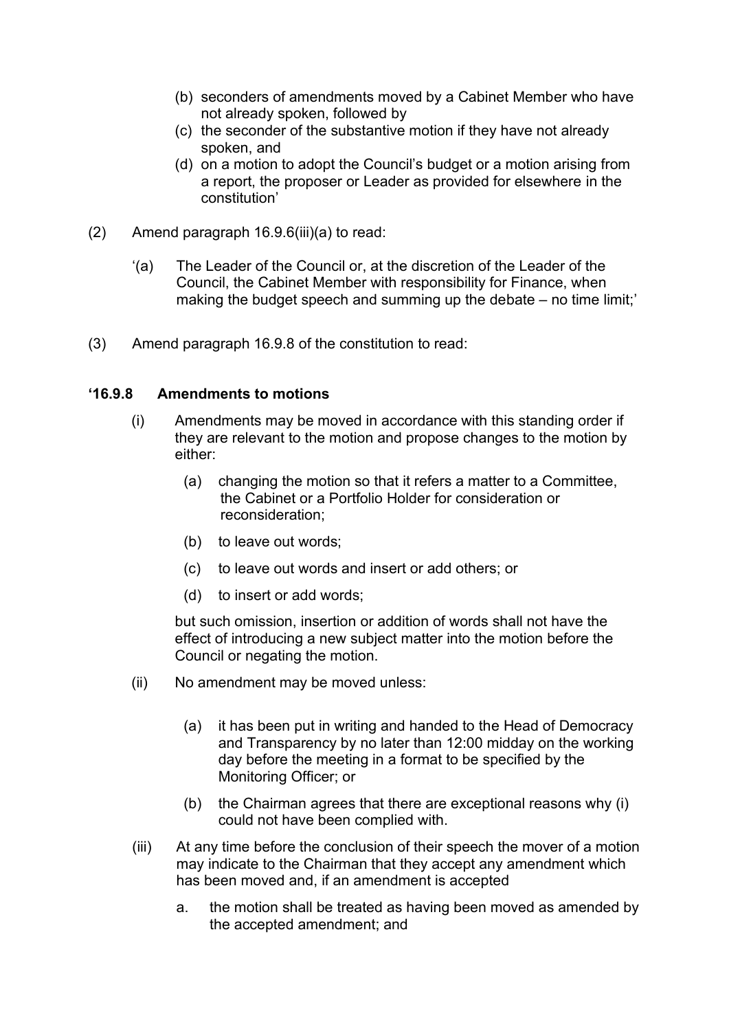(b) seconders of amendments moved by a Cabinet Member who have not already spoken, followed by

(c) the seconder of the substantive motion if they have not already spoken, and

(d) on a motion to adopt the Council's budget or a motion arising from a report, the proposer or Leader as provided for elsewhere in the constitution'

(2) Amend paragraph 16.9.6(iii)(a) to read:

'(a) The Leader of the Council or, at the discretion of the Leader of the Council, the Cabinet Member with responsibility for Finance, when making the budget speech and summing up the debate – no time limit;'

(3) Amend paragraph 16.9.8 of the constitution to read:

**'16.9.8 Amendments to motions**

(i) Amendments may be moved in accordance with this standing order if they are relevant to the motion and propose changes to the motion by either:

(a) changing the motion so that it refers a matter to a Committee, the Cabinet or a Portfolio Holder for consideration or reconsideration;

(b) to leave out words;

(c) to leave out words and insert or add others; or

(d) to insert or add words;

but such omission, insertion or addition of words shall not have the effect of introducing a new subject matter into the motion before the Council or negating the motion.

(ii) No amendment may be moved unless:

(a) it has been put in writing and handed to the Head of Democracy and Transparency by no later than 12:00 midday on the working day before the meeting in a format to be specified by the Monitoring Officer; or

(b) the Chairman agrees that there are exceptional reasons why (i) could not have been complied with.

(iii) At any time before the conclusion of their speech the mover of a motion may indicate to the Chairman that they accept any amendment which has been moved and, if an amendment is accepted

a. the motion shall be treated as having been moved as amended by the accepted amendment; and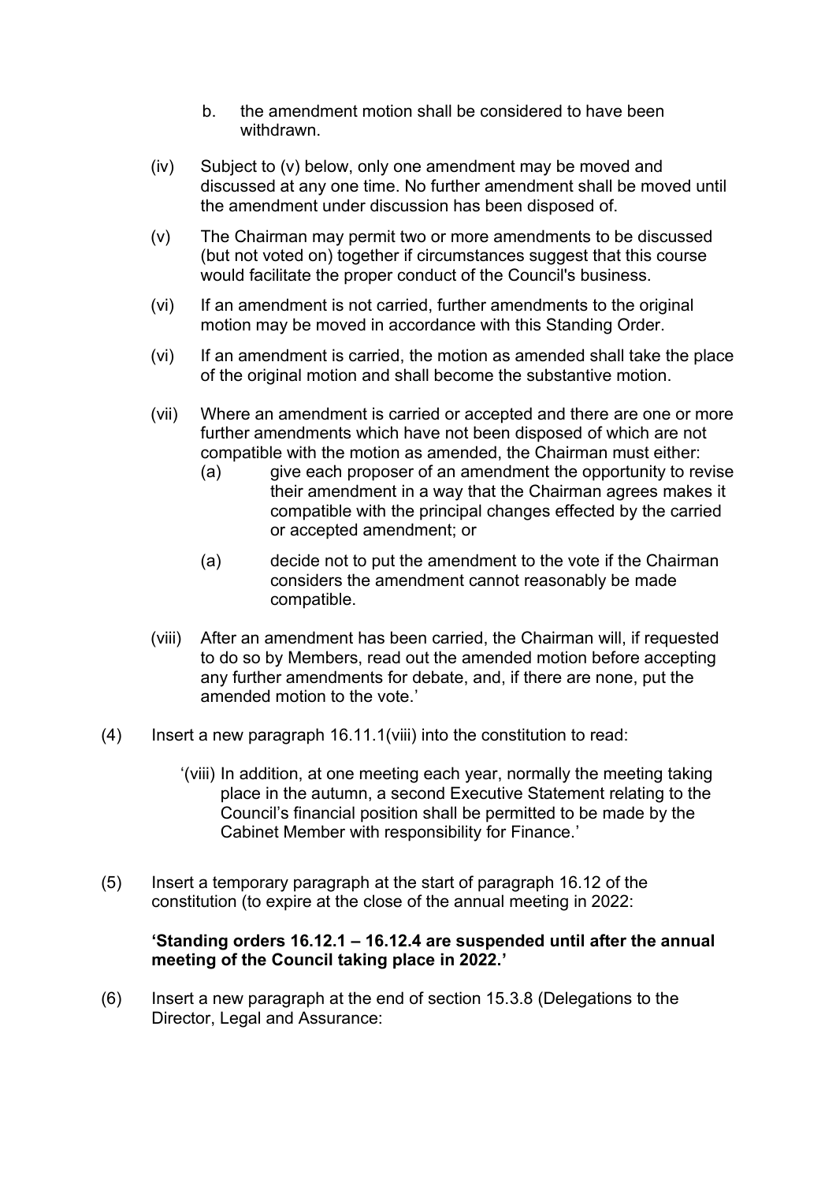b. the amendment motion shall be considered to have been withdrawn.

(iv) Subject to (v) below, only one amendment may be moved and discussed at any one time. No further amendment shall be moved until the amendment under discussion has been disposed of.

(v) The Chairman may permit two or more amendments to be discussed (but not voted on) together if circumstances suggest that this course would facilitate the proper conduct of the Council's business.

(vi) If an amendment is not carried, further amendments to the original motion may be moved in accordance with this Standing Order.

(vi) If an amendment is carried, the motion as amended shall take the place of the original motion and shall become the substantive motion.

(vii) Where an amendment is carried or accepted and there are one or more further amendments which have not been disposed of which are not compatible with the motion as amended, the Chairman must either:

   (a) give each proposer of an amendment the opportunity to revise their amendment in a way that the Chairman agrees makes it compatible with the principal changes effected by the carried or accepted amendment; or

   (a) decide not to put the amendment to the vote if the Chairman considers the amendment cannot reasonably be made compatible.

(viii) After an amendment has been carried, the Chairman will, if requested to do so by Members, read out the amended motion before accepting any further amendments for debate, and, if there are none, put the amended motion to the vote.'

(4) Insert a new paragraph 16.11.1(viii) into the constitution to read:

   '(viii) In addition, at one meeting each year, normally the meeting taking place in the autumn, a second Executive Statement relating to the Council's financial position shall be permitted to be made by the Cabinet Member with responsibility for Finance.'

(5) Insert a temporary paragraph at the start of paragraph 16.12 of the constitution (to expire at the close of the annual meeting in 2022:

   **'Standing orders 16.12.1 – 16.12.4 are suspended until after the annual meeting of the Council taking place in 2022.'**

(6) Insert a new paragraph at the end of section 15.3.8 (Delegations to the Director, Legal and Assurance: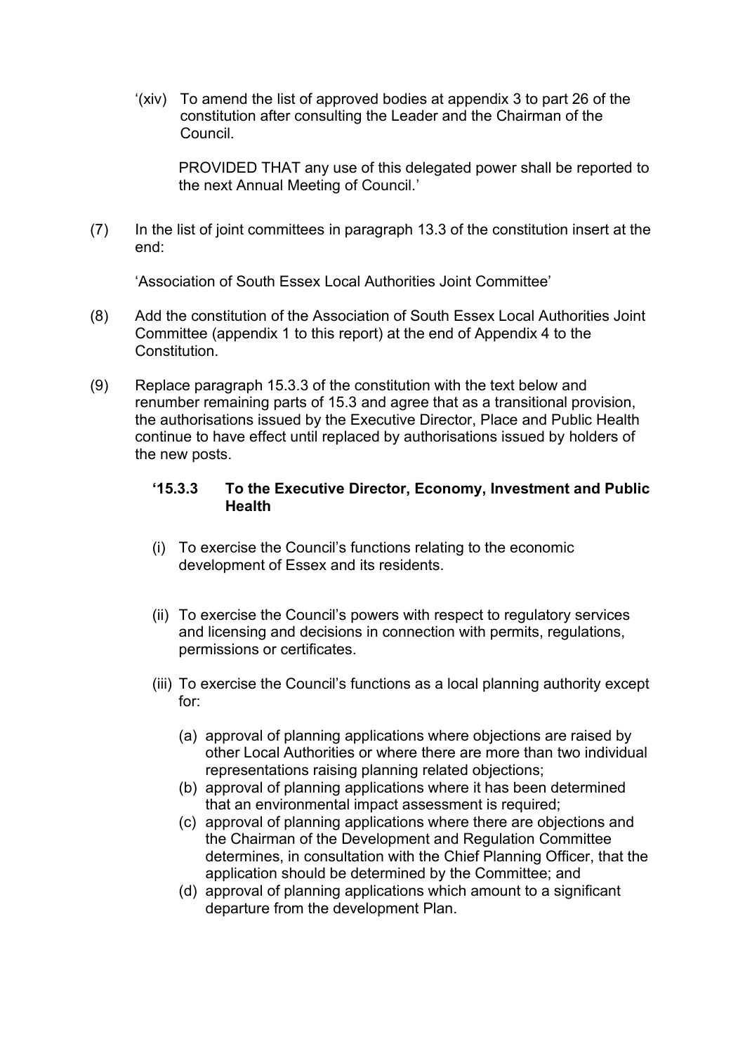'(xiv) To amend the list of approved bodies at appendix 3 to part 26 of the constitution after consulting the Leader and the Chairman of the Council.

PROVIDED THAT any use of this delegated power shall be reported to the next Annual Meeting of Council.'

(7) In the list of joint committees in paragraph 13.3 of the constitution insert at the end:

'Association of South Essex Local Authorities Joint Committee'

(8) Add the constitution of the Association of South Essex Local Authorities Joint Committee (appendix 1 to this report) at the end of Appendix 4 to the Constitution.

(9) Replace paragraph 15.3.3 of the constitution with the text below and renumber remaining parts of 15.3 and agree that as a transitional provision, the authorisations issued by the Executive Director, Place and Public Health continue to have effect until replaced by authorisations issued by holders of the new posts.

**'15.3.3 To the Executive Director, Economy, Investment and Public Health**

(i) To exercise the Council's functions relating to the economic development of Essex and its residents.

(ii) To exercise the Council's powers with respect to regulatory services and licensing and decisions in connection with permits, regulations, permissions or certificates.

(iii) To exercise the Council's functions as a local planning authority except for:

(a) approval of planning applications where objections are raised by other Local Authorities or where there are more than two individual representations raising planning related objections;
(b) approval of planning applications where it has been determined that an environmental impact assessment is required;
(c) approval of planning applications where there are objections and the Chairman of the Development and Regulation Committee determines, in consultation with the Chief Planning Officer, that the application should be determined by the Committee; and
(d) approval of planning applications which amount to a significant departure from the development Plan.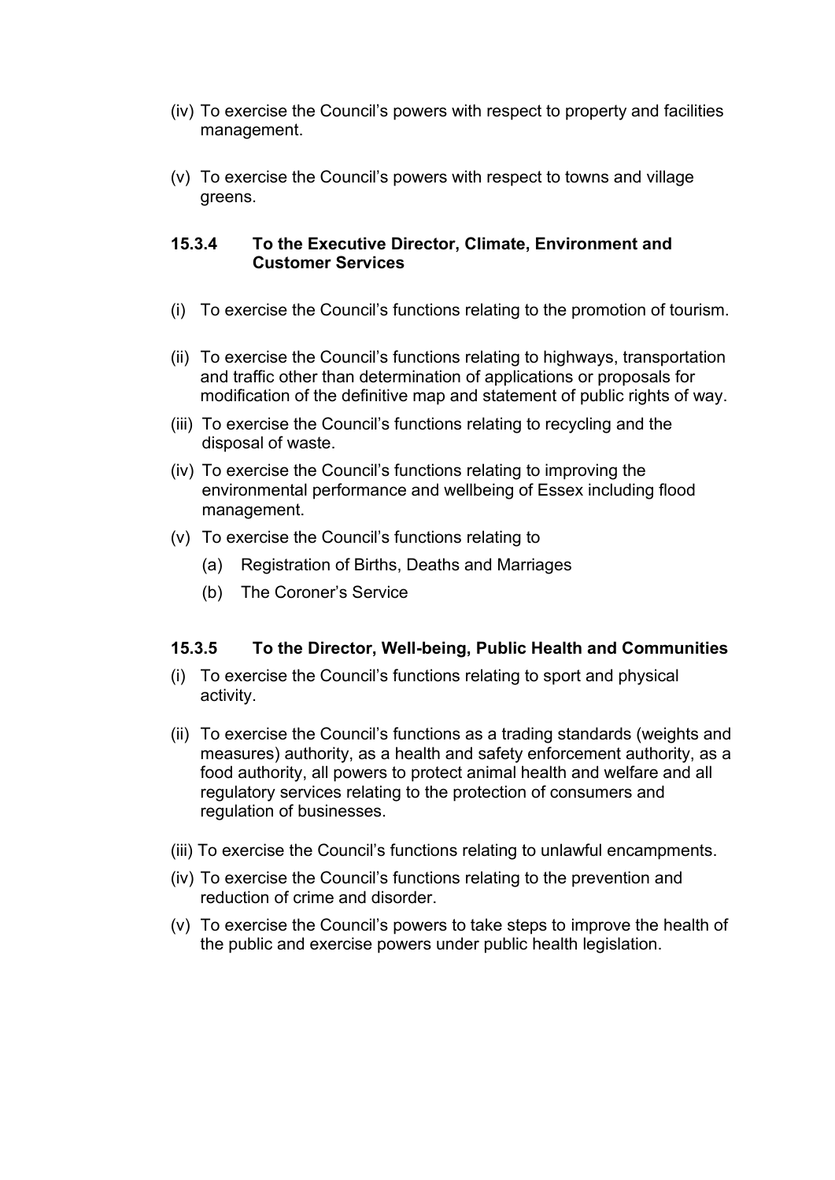(iv) To exercise the Council's powers with respect to property and facilities management.

(v) To exercise the Council's powers with respect to towns and village greens.

#### 15.3.4 To the Executive Director, Climate, Environment and Customer Services

(i) To exercise the Council's functions relating to the promotion of tourism.

(ii) To exercise the Council's functions relating to highways, transportation and traffic other than determination of applications or proposals for modification of the definitive map and statement of public rights of way.

(iii) To exercise the Council's functions relating to recycling and the disposal of waste.

(iv) To exercise the Council's functions relating to improving the environmental performance and wellbeing of Essex including flood management.

(v) To exercise the Council's functions relating to

   (a) Registration of Births, Deaths and Marriages

   (b) The Coroner's Service

#### 15.3.5 To the Director, Well-being, Public Health and Communities

(i) To exercise the Council's functions relating to sport and physical activity.

(ii) To exercise the Council's functions as a trading standards (weights and measures) authority, as a health and safety enforcement authority, as a food authority, all powers to protect animal health and welfare and all regulatory services relating to the protection of consumers and regulation of businesses.

(iii) To exercise the Council's functions relating to unlawful encampments.

(iv) To exercise the Council's functions relating to the prevention and reduction of crime and disorder.

(v) To exercise the Council's powers to take steps to improve the health of the public and exercise powers under public health legislation.